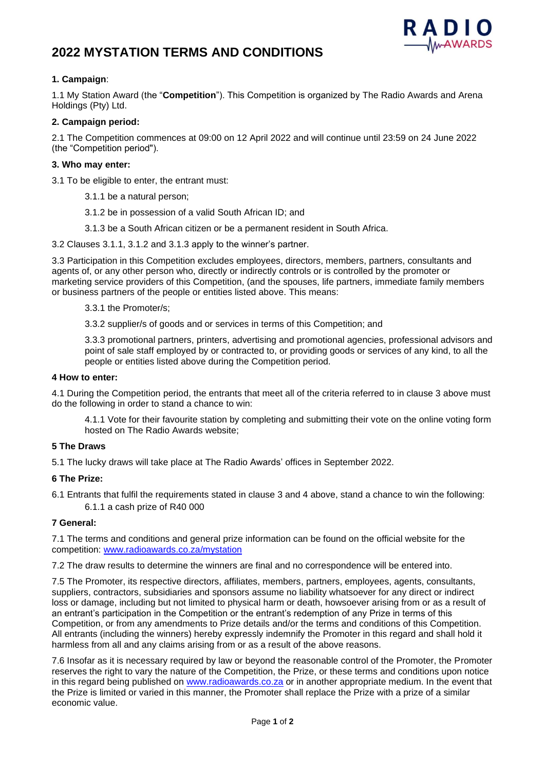# 2022 MYSTATION TERMS AND CONDITIONS

**1. Campaign**:

1.1 My Station Award (the "**Competition**"). This Competition is organized by The Radio Awards and Arena Holdings (Pty) Ltd.

**2. Campaign period:**

2.1 The Competition commences at 09:00 on 12 April 2022 and will continue until 23:59 on 24 June 2022 (the "Competition period").

**3. Who may enter:**

3.1 To be eligible to enter, the entrant must:

> 3.1.1 be a natural person;
>
> 3.1.2 be in possession of a valid South African ID; and
>
> 3.1.3 be a South African citizen or be a permanent resident in South Africa.

3.2 Clauses 3.1.1, 3.1.2 and 3.1.3 apply to the winner's partner.

3.3 Participation in this Competition excludes employees, directors, members, partners, consultants and agents of, or any other person who, directly or indirectly controls or is controlled by the promoter or marketing service providers of this Competition, (and the spouses, life partners, immediate family members or business partners of the people or entities listed above. This means:

> 3.3.1 the Promoter/s;
>
> 3.3.2 supplier/s of goods and or services in terms of this Competition; and
>
> 3.3.3 promotional partners, printers, advertising and promotional agencies, professional advisors and point of sale staff employed by or contracted to, or providing goods or services of any kind, to all the people or entities listed above during the Competition period.

**4 How to enter:**

4.1 During the Competition period, the entrants that meet all of the criteria referred to in clause 3 above must do the following in order to stand a chance to win:

> 4.1.1 Vote for their favourite station by completing and submitting their vote on the online voting form hosted on The Radio Awards website;

**5 The Draws**

5.1 The lucky draws will take place at The Radio Awards' offices in September 2022.

**6 The Prize:**

6.1 Entrants that fulfil the requirements stated in clause 3 and 4 above, stand a chance to win the following:

> 6.1.1 a cash prize of R40 000

**7 General:**

7.1 The terms and conditions and general prize information can be found on the official website for the competition: [www.radioawards.co.za/mystation](www.radioawards.co.za/mystation)

7.2 The draw results to determine the winners are final and no correspondence will be entered into.

7.5 The Promoter, its respective directors, affiliates, members, partners, employees, agents, consultants, suppliers, contractors, subsidiaries and sponsors assume no liability whatsoever for any direct or indirect loss or damage, including but not limited to physical harm or death, howsoever arising from or as a result of an entrant's participation in the Competition or the entrant's redemption of any Prize in terms of this Competition, or from any amendments to Prize details and/or the terms and conditions of this Competition. All entrants (including the winners) hereby expressly indemnify the Promoter in this regard and shall hold it harmless from all and any claims arising from or as a result of the above reasons.

7.6 Insofar as it is necessary required by law or beyond the reasonable control of the Promoter, the Promoter reserves the right to vary the nature of the Competition, the Prize, or these terms and conditions upon notice in this regard being published on [www.radioawards.co.za](www.radioawards.co.za) or in another appropriate medium. In the event that the Prize is limited or varied in this manner, the Promoter shall replace the Prize with a prize of a similar economic value.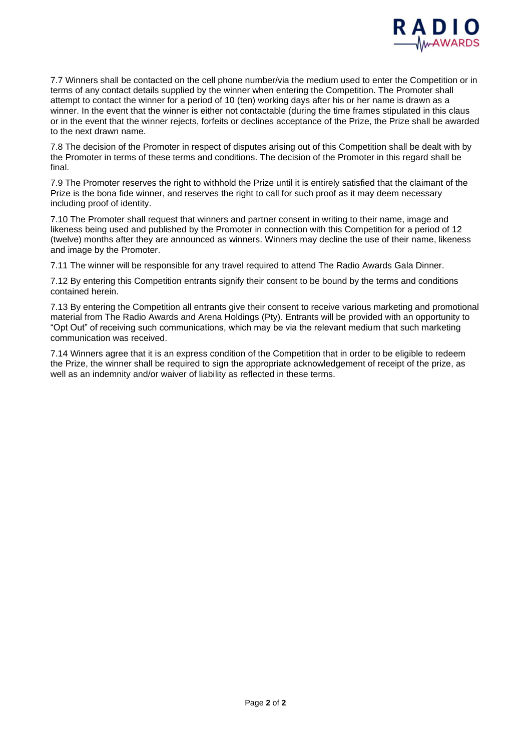7.7 Winners shall be contacted on the cell phone number/via the medium used to enter the Competition or in terms of any contact details supplied by the winner when entering the Competition. The Promoter shall attempt to contact the winner for a period of 10 (ten) working days after his or her name is drawn as a winner. In the event that the winner is either not contactable (during the time frames stipulated in this claus or in the event that the winner rejects, forfeits or declines acceptance of the Prize, the Prize shall be awarded to the next drawn name.

7.8 The decision of the Promoter in respect of disputes arising out of this Competition shall be dealt with by the Promoter in terms of these terms and conditions. The decision of the Promoter in this regard shall be final.

7.9 The Promoter reserves the right to withhold the Prize until it is entirely satisfied that the claimant of the Prize is the bona fide winner, and reserves the right to call for such proof as it may deem necessary including proof of identity.

7.10 The Promoter shall request that winners and partner consent in writing to their name, image and likeness being used and published by the Promoter in connection with this Competition for a period of 12 (twelve) months after they are announced as winners. Winners may decline the use of their name, likeness and image by the Promoter.

7.11 The winner will be responsible for any travel required to attend The Radio Awards Gala Dinner.

7.12 By entering this Competition entrants signify their consent to be bound by the terms and conditions contained herein.

7.13 By entering the Competition all entrants give their consent to receive various marketing and promotional material from The Radio Awards and Arena Holdings (Pty). Entrants will be provided with an opportunity to "Opt Out" of receiving such communications, which may be via the relevant medium that such marketing communication was received.

7.14 Winners agree that it is an express condition of the Competition that in order to be eligible to redeem the Prize, the winner shall be required to sign the appropriate acknowledgement of receipt of the prize, as well as an indemnity and/or waiver of liability as reflected in these terms.